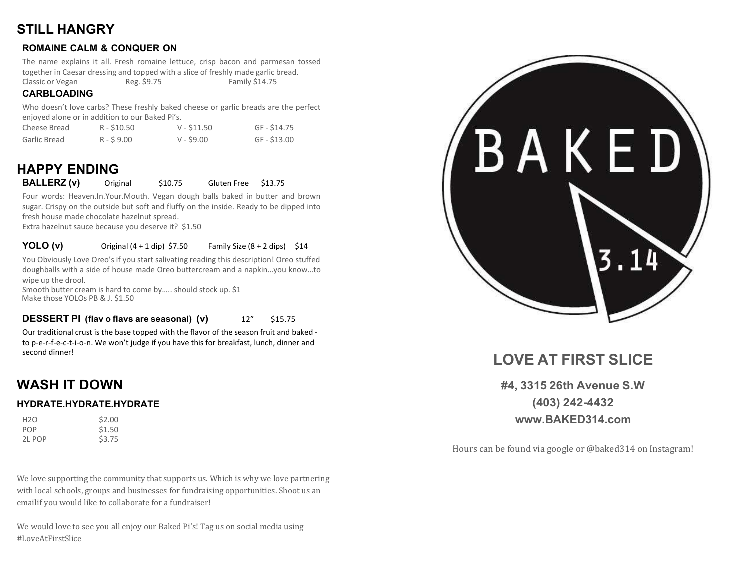## STILL HANGRY

### ROMAINE CALM & CONQUER ON

The name explains it all. Fresh romaine lettuce, crisp bacon and parmesan tossed together in Caesar dressing and topped with a slice of freshly made garlic bread.

Classic or Vegan    Reg. $9.75    Family $14.75

### CARBLOADING

Who doesn't love carbs? These freshly baked cheese or garlic breads are the perfect enjoyed alone or in addition to our Baked Pi's.

| | | | |
|---|---|---|---|
| Cheese Bread | R - $10.50 | V - $11.50 | GF - $14.75 |
| Garlic Bread | R - $ 9.00 | V - $9.00 | GF - $13.00 |

## HAPPY ENDING

### BALLERZ (v)    Original    $10.75    Gluten Free    $13.75

Four words: Heaven.In.Your.Mouth. Vegan dough balls baked in butter and brown sugar. Crispy on the outside but soft and fluffy on the inside. Ready to be dipped into fresh house made chocolate hazelnut spread.

Extra hazelnut sauce because you deserve it? $1.50

### YOLO (v)    Original (4 + 1 dip) $7.50    Family Size (8 + 2 dips) $14

You Obviously Love Oreo's if you start salivating reading this description! Oreo stuffed doughballs with a side of house made Oreo buttercream and a napkin…you know…to wipe up the drool.

Smooth butter cream is hard to come by….. should stock up. $1

Make those YOLOs PB & J. $1.50

### DESSERT PI (flav o flavs are seasonal) (v)    12"    $15.75

Our traditional crust is the base topped with the flavor of the season fruit and baked - to p-e-r-f-e-c-t-i-o-n. We won't judge if you have this for breakfast, lunch, dinner and second dinner!

## WASH IT DOWN

### HYDRATE.HYDRATE.HYDRATE

| | |
|---|---|
| H2O | $2.00 |
| POP | $1.50 |
| 2L POP | $3.75 |

We love supporting the community that supports us. Which is why we love partnering with local schools, groups and businesses for fundraising opportunities. Shoot us an emailif you would like to collaborate for a fundraiser!

We would love to see you all enjoy our Baked Pi's! Tag us on social media using #LoveAtFirstSlice

BAKED 3.14

## LOVE AT FIRST SLICE

**#4, 3315 26th Avenue S.W**

**(403) 242-4432**

**www.BAKED314.com**

Hours can be found via google or @baked314 on Instagram!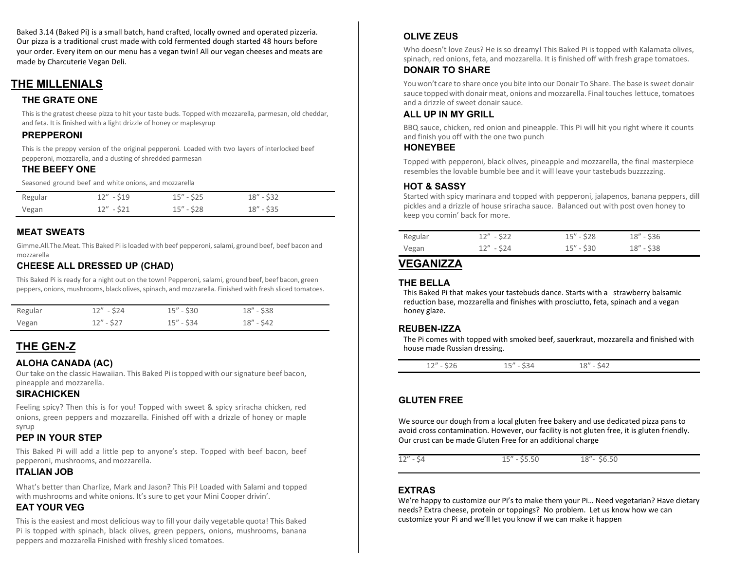Baked 3.14 (Baked Pi) is a small batch, hand crafted, locally owned and operated pizzeria. Our pizza is a traditional crust made with cold fermented dough started 48 hours before your order. Every item on our menu has a vegan twin! All our vegan cheeses and meats are made by Charcuterie Vegan Deli.

## THE MILLENIALS

### THE GRATE ONE

This is the gratest cheese pizza to hit your taste buds. Topped with mozzarella, parmesan, old cheddar, and feta. It is finished with a light drizzle of honey or maplesyrup

### PREPPERONI

This is the preppy version of the original pepperoni. Loaded with two layers of interlocked beef pepperoni, mozzarella, and a dusting of shredded parmesan

### THE BEEFY ONE

Seasoned ground beef and white onions, and mozzarella

| | | | |
|---|---|---|---|
| Regular | 12" - $19 | 15" - $25 | 18" - $32 |
| Vegan | 12" - $21 | 15" - $28 | 18" - $35 |

### MEAT SWEATS

Gimme.All.The.Meat. This Baked Pi is loaded with beef pepperoni, salami, ground beef, beef bacon and mozzarella

### CHEESE ALL DRESSED UP (CHAD)

This Baked Pi is ready for a night out on the town! Pepperoni, salami, ground beef, beef bacon, green peppers, onions, mushrooms, black olives, spinach, and mozzarella. Finished with fresh sliced tomatoes.

| | | | |
|---|---|---|---|
| Regular | 12" - $24 | 15" - $30 | 18" - $38 |
| Vegan | 12" - $27 | 15" - $34 | 18" - $42 |

## THE GEN-Z

### ALOHA CANADA (AC)

Our take on the classic Hawaiian. This Baked Pi is topped with our signature beef bacon, pineapple and mozzarella.

### SIRACHICKEN

Feeling spicy? Then this is for you! Topped with sweet & spicy sriracha chicken, red onions, green peppers and mozzarella. Finished off with a drizzle of honey or maple syrup

### PEP IN YOUR STEP

This Baked Pi will add a little pep to anyone's step. Topped with beef bacon, beef pepperoni, mushrooms, and mozzarella.

### ITALIAN JOB

What's better than Charlize, Mark and Jason? This Pi! Loaded with Salami and topped with mushrooms and white onions. It's sure to get your Mini Cooper drivin'.

### EAT YOUR VEG

This is the easiest and most delicious way to fill your daily vegetable quota! This Baked Pi is topped with spinach, black olives, green peppers, onions, mushrooms, banana peppers and mozzarella Finished with freshly sliced tomatoes.

### OLIVE ZEUS

Who doesn't love Zeus? He is so dreamy! This Baked Pi is topped with Kalamata olives, spinach, red onions, feta, and mozzarella. It is finished off with fresh grape tomatoes.

### DONAIR TO SHARE

You won't care to share once you bite into our Donair To Share. The base is sweet donair sauce topped with donair meat, onions and mozzarella. Final touches lettuce, tomatoes and a drizzle of sweet donair sauce.

### ALL UP IN MY GRILL

BBQ sauce, chicken, red onion and pineapple. This Pi will hit you right where it counts and finish you off with the one two punch

### HONEYBEE

Topped with pepperoni, black olives, pineapple and mozzarella, the final masterpiece resembles the lovable bumble bee and it will leave your tastebuds buzzzzzing.

### HOT & SASSY

Started with spicy marinara and topped with pepperoni, jalapenos, banana peppers, dill pickles and a drizzle of house sriracha sauce. Balanced out with post oven honey to keep you comin' back for more.

| | | | |
|---|---|---|---|
| Regular | 12" - $22 | 15" - $28 | 18" - $36 |
| Vegan | 12" - $24 | 15" - $30 | 18" - $38 |

## VEGANIZZA

### THE BELLA

This Baked Pi that makes your tastebuds dance. Starts with a strawberry balsamic reduction base, mozzarella and finishes with prosciutto, feta, spinach and a vegan honey glaze.

### REUBEN-IZZA

The Pi comes with topped with smoked beef, sauerkraut, mozzarella and finished with house made Russian dressing.

| | | |
|---|---|---|
| 12" - $26 | 15" - $34 | 18" - $42 |

### GLUTEN FREE

We source our dough from a local gluten free bakery and use dedicated pizza pans to avoid cross contamination. However, our facility is not gluten free, it is gluten friendly. Our crust can be made Gluten Free for an additional charge

| | | |
|---|---|---|
| 12" - $4 | 15" - $5.50 | 18"- $6.50 |

### EXTRAS

We're happy to customize our Pi's to make them your Pi… Need vegetarian? Have dietary needs? Extra cheese, protein or toppings? No problem. Let us know how we can customize your Pi and we'll let you know if we can make it happen